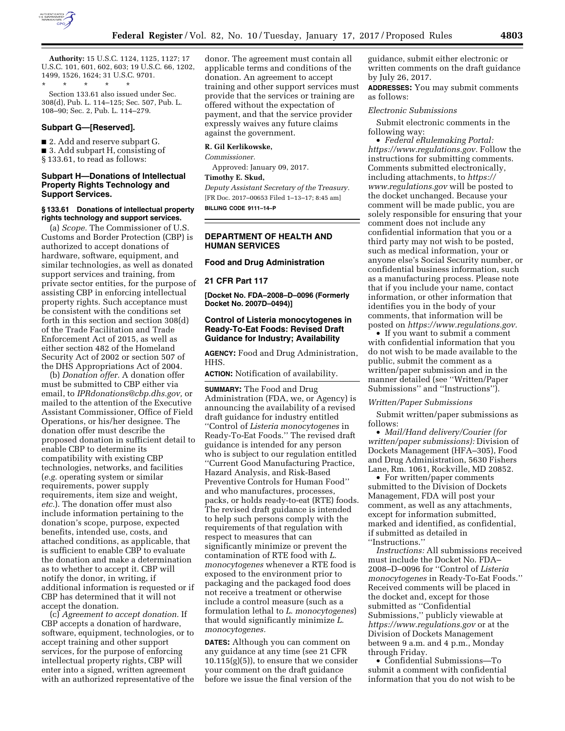**Authority:** 15 U.S.C. 1124, 1125, 1127; 17 U.S.C. 101, 601, 602, 603; 19 U.S.C. 66, 1202, 1499, 1526, 1624; 31 U.S.C. 9701.

\* \* \* \* \*

Section 133.61 also issued under Sec. 308(d), Pub. L. 114–125; Sec. 507, Pub. L. 108–90; Sec. 2, Pub. L. 114–279.

### Subpart G—[Reserved].

■ 2. Add and reserve subpart G.

■ 3. Add subpart H, consisting of § 133.61, to read as follows:

### Subpart H—Donations of Intellectual Property Rights Technology and Support Services.

#### § 133.61 Donations of intellectual property rights technology and support services.

(a) *Scope.* The Commissioner of U.S. Customs and Border Protection (CBP) is authorized to accept donations of hardware, software, equipment, and similar technologies, as well as donated support services and training, from private sector entities, for the purpose of assisting CBP in enforcing intellectual property rights. Such acceptance must be consistent with the conditions set forth in this section and section 308(d) of the Trade Facilitation and Trade Enforcement Act of 2015, as well as either section 482 of the Homeland Security Act of 2002 or section 507 of the DHS Appropriations Act of 2004.

(b) *Donation offer.* A donation offer must be submitted to CBP either via email, to *IPRdonations@cbp.dhs.gov,* or mailed to the attention of the Executive Assistant Commissioner, Office of Field Operations, or his/her designee. The donation offer must describe the proposed donation in sufficient detail to enable CBP to determine its compatibility with existing CBP technologies, networks, and facilities (*e.g.* operating system or similar requirements, power supply requirements, item size and weight, *etc.*). The donation offer must also include information pertaining to the donation's scope, purpose, expected benefits, intended use, costs, and attached conditions, as applicable, that is sufficient to enable CBP to evaluate the donation and make a determination as to whether to accept it. CBP will notify the donor, in writing, if additional information is requested or if CBP has determined that it will not accept the donation.

(c) *Agreement to accept donation.* If CBP accepts a donation of hardware, software, equipment, technologies, or to accept training and other support services, for the purpose of enforcing intellectual property rights, CBP will enter into a signed, written agreement with an authorized representative of the donor. The agreement must contain all applicable terms and conditions of the donation. An agreement to accept training and other support services must provide that the services or training are offered without the expectation of payment, and that the service provider expressly waives any future claims against the government.

**R. Gil Kerlikowske,**

*Commissioner.*

Approved: January 09, 2017.

**Timothy E. Skud,**

*Deputy Assistant Secretary of the Treasury.*

[FR Doc. 2017–00653 Filed 1–13–17; 8:45 am]

**BILLING CODE 9111–14–P**

## DEPARTMENT OF HEALTH AND HUMAN SERVICES

### Food and Drug Administration

### 21 CFR Part 117

**[Docket No. FDA–2008–D–0096 (Formerly Docket No. 2007D–0494)]**

### Control of Listeria monocytogenes in Ready-To-Eat Foods: Revised Draft Guidance for Industry; Availability

**AGENCY:** Food and Drug Administration, HHS.

**ACTION:** Notification of availability.

**SUMMARY:** The Food and Drug Administration (FDA, we, or Agency) is announcing the availability of a revised draft guidance for industry entitled ''Control of *Listeria monocytogenes* in Ready-To-Eat Foods.'' The revised draft guidance is intended for any person who is subject to our regulation entitled ''Current Good Manufacturing Practice, Hazard Analysis, and Risk-Based Preventive Controls for Human Food'' and who manufactures, processes, packs, or holds ready-to-eat (RTE) foods. The revised draft guidance is intended to help such persons comply with the requirements of that regulation with respect to measures that can significantly minimize or prevent the contamination of RTE food with *L. monocytogenes* whenever a RTE food is exposed to the environment prior to packaging and the packaged food does not receive a treatment or otherwise include a control measure (such as a formulation lethal to *L. monocytogenes*) that would significantly minimize *L. monocytogenes.*

**DATES:** Although you can comment on any guidance at any time (see 21 CFR 10.115(g)(5)), to ensure that we consider your comment on the draft guidance before we issue the final version of the guidance, submit either electronic or written comments on the draft guidance by July 26, 2017.

**ADDRESSES:** You may submit comments as follows:

*Electronic Submissions*

Submit electronic comments in the following way:

• *Federal eRulemaking Portal: https://www.regulations.gov.* Follow the instructions for submitting comments. Comments submitted electronically, including attachments, to *https://www.regulations.gov* will be posted to the docket unchanged. Because your comment will be made public, you are solely responsible for ensuring that your comment does not include any confidential information that you or a third party may not wish to be posted, such as medical information, your or anyone else's Social Security number, or confidential business information, such as a manufacturing process. Please note that if you include your name, contact information, or other information that identifies you in the body of your comments, that information will be posted on *https://www.regulations.gov.*

• If you want to submit a comment with confidential information that you do not wish to be made available to the public, submit the comment as a written/paper submission and in the manner detailed (see ''Written/Paper Submissions'' and ''Instructions'').

*Written/Paper Submissions*

Submit written/paper submissions as follows:

• *Mail/Hand delivery/Courier (for written/paper submissions):* Division of Dockets Management (HFA–305), Food and Drug Administration, 5630 Fishers Lane, Rm. 1061, Rockville, MD 20852.

• For written/paper comments submitted to the Division of Dockets Management, FDA will post your comment, as well as any attachments, except for information submitted, marked and identified, as confidential, if submitted as detailed in ''Instructions.''

*Instructions:* All submissions received must include the Docket No. FDA–2008–D–0096 for ''Control of *Listeria monocytogenes* in Ready-To-Eat Foods.'' Received comments will be placed in the docket and, except for those submitted as ''Confidential Submissions,'' publicly viewable at *https://www.regulations.gov* or at the Division of Dockets Management between 9 a.m. and 4 p.m., Monday through Friday.

• Confidential Submissions—To submit a comment with confidential information that you do not wish to be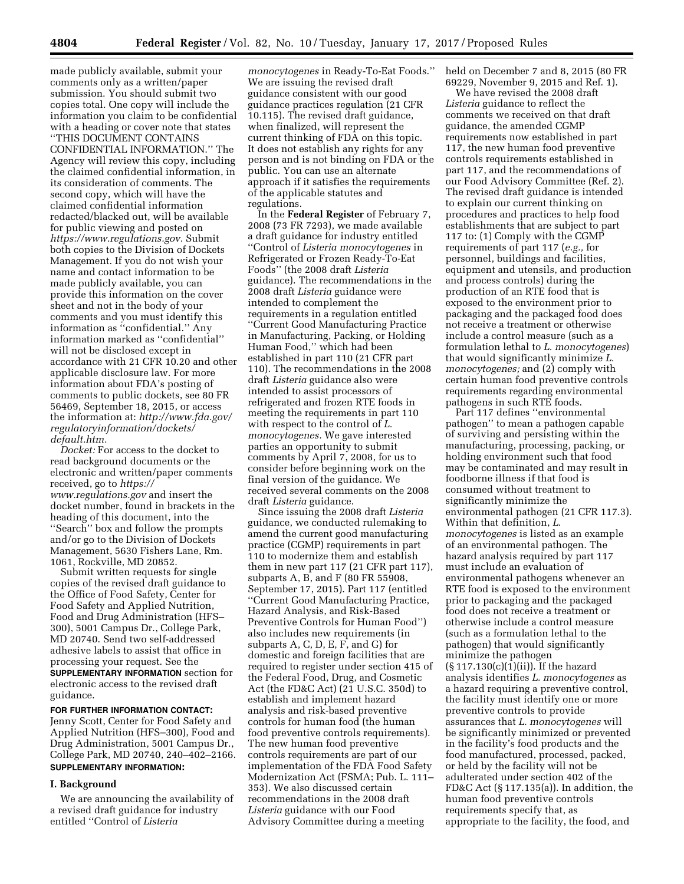made publicly available, submit your comments only as a written/paper submission. You should submit two copies total. One copy will include the information you claim to be confidential with a heading or cover note that states "THIS DOCUMENT CONTAINS CONFIDENTIAL INFORMATION." The Agency will review this copy, including the claimed confidential information, in its consideration of comments. The second copy, which will have the claimed confidential information redacted/blacked out, will be available for public viewing and posted on *https://www.regulations.gov.* Submit both copies to the Division of Dockets Management. If you do not wish your name and contact information to be made publicly available, you can provide this information on the cover sheet and not in the body of your comments and you must identify this information as "confidential." Any information marked as "confidential" will not be disclosed except in accordance with 21 CFR 10.20 and other applicable disclosure law. For more information about FDA's posting of comments to public dockets, see 80 FR 56469, September 18, 2015, or access the information at: *http://www.fda.gov/regulatoryinformation/dockets/default.htm.*

*Docket:* For access to the docket to read background documents or the electronic and written/paper comments received, go to *https://www.regulations.gov* and insert the docket number, found in brackets in the heading of this document, into the "Search" box and follow the prompts and/or go to the Division of Dockets Management, 5630 Fishers Lane, Rm. 1061, Rockville, MD 20852.

Submit written requests for single copies of the revised draft guidance to the Office of Food Safety, Center for Food Safety and Applied Nutrition, Food and Drug Administration (HFS–300), 5001 Campus Dr., College Park, MD 20740. Send two self-addressed adhesive labels to assist that office in processing your request. See the **SUPPLEMENTARY INFORMATION** section for electronic access to the revised draft guidance.

**FOR FURTHER INFORMATION CONTACT:** Jenny Scott, Center for Food Safety and Applied Nutrition (HFS–300), Food and Drug Administration, 5001 Campus Dr., College Park, MD 20740, 240–402–2166.

**SUPPLEMENTARY INFORMATION:**

## I. Background

We are announcing the availability of a revised draft guidance for industry entitled "Control of *Listeria monocytogenes* in Ready-To-Eat Foods." We are issuing the revised draft guidance consistent with our good guidance practices regulation (21 CFR 10.115). The revised draft guidance, when finalized, will represent the current thinking of FDA on this topic. It does not establish any rights for any person and is not binding on FDA or the public. You can use an alternate approach if it satisfies the requirements of the applicable statutes and regulations.

In the **Federal Register** of February 7, 2008 (73 FR 7293), we made available a draft guidance for industry entitled "Control of *Listeria monocytogenes* in Refrigerated or Frozen Ready-To-Eat Foods" (the 2008 draft *Listeria* guidance). The recommendations in the 2008 draft *Listeria* guidance were intended to complement the requirements in a regulation entitled "Current Good Manufacturing Practice in Manufacturing, Packing, or Holding Human Food," which had been established in part 110 (21 CFR part 110). The recommendations in the 2008 draft *Listeria* guidance also were intended to assist processors of refrigerated and frozen RTE foods in meeting the requirements in part 110 with respect to the control of *L. monocytogenes.* We gave interested parties an opportunity to submit comments by April 7, 2008, for us to consider before beginning work on the final version of the guidance. We received several comments on the 2008 draft *Listeria* guidance.

Since issuing the 2008 draft *Listeria* guidance, we conducted rulemaking to amend the current good manufacturing practice (CGMP) requirements in part 110 to modernize them and establish them in new part 117 (21 CFR part 117), subparts A, B, and F (80 FR 55908, September 17, 2015). Part 117 (entitled "Current Good Manufacturing Practice, Hazard Analysis, and Risk-Based Preventive Controls for Human Food") also includes new requirements (in subparts A, C, D, E, F, and G) for domestic and foreign facilities that are required to register under section 415 of the Federal Food, Drug, and Cosmetic Act (the FD&C Act) (21 U.S.C. 350d) to establish and implement hazard analysis and risk-based preventive controls for human food (the human food preventive controls requirements). The new human food preventive controls requirements are part of our implementation of the FDA Food Safety Modernization Act (FSMA; Pub. L. 111–353). We also discussed certain recommendations in the 2008 draft *Listeria* guidance with our Food Advisory Committee during a meeting held on December 7 and 8, 2015 (80 FR 69229, November 9, 2015 and Ref. 1).

We have revised the 2008 draft *Listeria* guidance to reflect the comments we received on that draft guidance, the amended CGMP requirements now established in part 117, the new human food preventive controls requirements established in part 117, and the recommendations of our Food Advisory Committee (Ref. 2). The revised draft guidance is intended to explain our current thinking on procedures and practices to help food establishments that are subject to part 117 to: (1) Comply with the CGMP requirements of part 117 (*e.g.,* for personnel, buildings and facilities, equipment and utensils, and production and process controls) during the production of an RTE food that is exposed to the environment prior to packaging and the packaged food does not receive a treatment or otherwise include a control measure (such as a formulation lethal to *L. monocytogenes*) that would significantly minimize *L. monocytogenes;* and (2) comply with certain human food preventive controls requirements regarding environmental pathogens in such RTE foods.

Part 117 defines "environmental pathogen" to mean a pathogen capable of surviving and persisting within the manufacturing, processing, packing, or holding environment such that food may be contaminated and may result in foodborne illness if that food is consumed without treatment to significantly minimize the environmental pathogen (21 CFR 117.3). Within that definition, *L. monocytogenes* is listed as an example of an environmental pathogen. The hazard analysis required by part 117 must include an evaluation of environmental pathogens whenever an RTE food is exposed to the environment prior to packaging and the packaged food does not receive a treatment or otherwise include a control measure (such as a formulation lethal to the pathogen) that would significantly minimize the pathogen (§ 117.130(c)(1)(ii)). If the hazard analysis identifies *L. monocytogenes* as a hazard requiring a preventive control, the facility must identify one or more preventive controls to provide assurances that *L. monocytogenes* will be significantly minimized or prevented in the facility's food products and the food manufactured, processed, packed, or held by the facility will not be adulterated under section 402 of the FD&C Act (§ 117.135(a)). In addition, the human food preventive controls requirements specify that, as appropriate to the facility, the food, and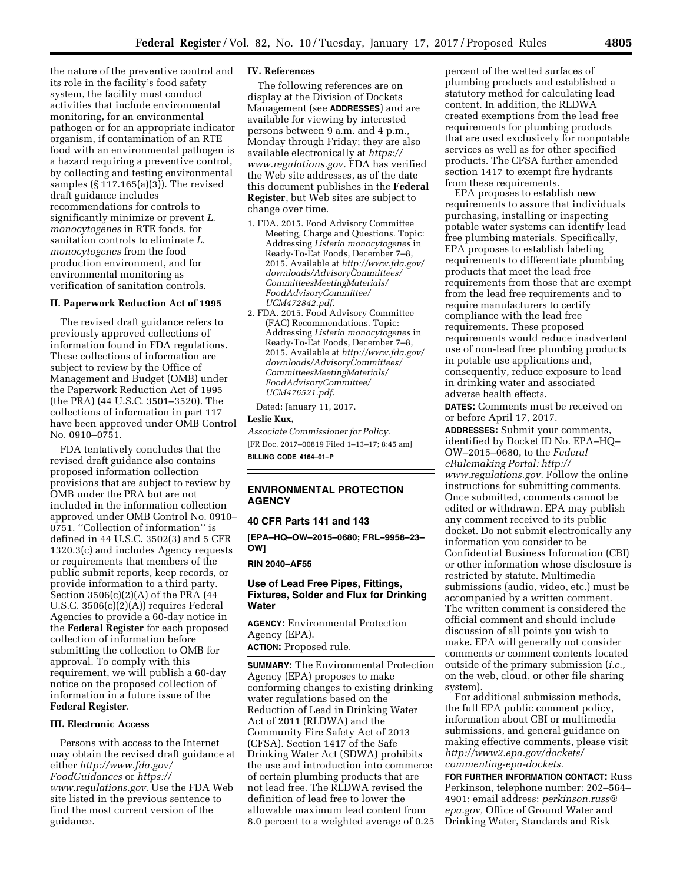the nature of the preventive control and its role in the facility's food safety system, the facility must conduct activities that include environmental monitoring, for an environmental pathogen or for an appropriate indicator organism, if contamination of an RTE food with an environmental pathogen is a hazard requiring a preventive control, by collecting and testing environmental samples (§ 117.165(a)(3)). The revised draft guidance includes recommendations for controls to significantly minimize or prevent *L. monocytogenes* in RTE foods, for sanitation controls to eliminate *L. monocytogenes* from the food production environment, and for environmental monitoring as verification of sanitation controls.

## II. Paperwork Reduction Act of 1995

The revised draft guidance refers to previously approved collections of information found in FDA regulations. These collections of information are subject to review by the Office of Management and Budget (OMB) under the Paperwork Reduction Act of 1995 (the PRA) (44 U.S.C. 3501–3520). The collections of information in part 117 have been approved under OMB Control No. 0910–0751.

FDA tentatively concludes that the revised draft guidance also contains proposed information collection provisions that are subject to review by OMB under the PRA but are not included in the information collection approved under OMB Control No. 0910–0751. ''Collection of information'' is defined in 44 U.S.C. 3502(3) and 5 CFR 1320.3(c) and includes Agency requests or requirements that members of the public submit reports, keep records, or provide information to a third party. Section 3506(c)(2)(A) of the PRA (44 U.S.C. 3506(c)(2)(A)) requires Federal Agencies to provide a 60-day notice in the **Federal Register** for each proposed collection of information before submitting the collection to OMB for approval. To comply with this requirement, we will publish a 60-day notice on the proposed collection of information in a future issue of the **Federal Register**.

## III. Electronic Access

Persons with access to the Internet may obtain the revised draft guidance at either *http://www.fda.gov/FoodGuidances* or *https://www.regulations.gov.* Use the FDA Web site listed in the previous sentence to find the most current version of the guidance.

## IV. References

The following references are on display at the Division of Dockets Management (see **ADDRESSES**) and are available for viewing by interested persons between 9 a.m. and 4 p.m., Monday through Friday; they are also available electronically at *https://www.regulations.gov.* FDA has verified the Web site addresses, as of the date this document publishes in the **Federal Register**, but Web sites are subject to change over time.

1. FDA. 2015. Food Advisory Committee Meeting, Charge and Questions. Topic: Addressing *Listeria monocytogenes* in Ready-To-Eat Foods, December 7–8, 2015. Available at *http://www.fda.gov/downloads/AdvisoryCommittees/CommitteesMeetingMaterials/FoodAdvisoryCommittee/UCM472842.pdf.*
2. FDA. 2015. Food Advisory Committee (FAC) Recommendations. Topic: Addressing *Listeria monocytogenes* in Ready-To-Eat Foods, December 7–8, 2015. Available at *http://www.fda.gov/downloads/AdvisoryCommittees/CommitteesMeetingMaterials/FoodAdvisoryCommittee/UCM476521.pdf.*

Dated: January 11, 2017.

**Leslie Kux,**

*Associate Commissioner for Policy.*

[FR Doc. 2017–00819 Filed 1–13–17; 8:45 am]

**BILLING CODE 4164–01–P**

# ENVIRONMENTAL PROTECTION AGENCY

## 40 CFR Parts 141 and 143

**[EPA–HQ–OW–2015–0680; FRL–9958–23–OW]**

**RIN 2040–AF55**

## Use of Lead Free Pipes, Fittings, Fixtures, Solder and Flux for Drinking Water

**AGENCY:** Environmental Protection Agency (EPA).

**ACTION:** Proposed rule.

**SUMMARY:** The Environmental Protection Agency (EPA) proposes to make conforming changes to existing drinking water regulations based on the Reduction of Lead in Drinking Water Act of 2011 (RLDWA) and the Community Fire Safety Act of 2013 (CFSA). Section 1417 of the Safe Drinking Water Act (SDWA) prohibits the use and introduction into commerce of certain plumbing products that are not lead free. The RLDWA revised the definition of lead free to lower the allowable maximum lead content from 8.0 percent to a weighted average of 0.25 percent of the wetted surfaces of plumbing products and established a statutory method for calculating lead content. In addition, the RLDWA created exemptions from the lead free requirements for plumbing products that are used exclusively for nonpotable services as well as for other specified products. The CFSA further amended section 1417 to exempt fire hydrants from these requirements.

EPA proposes to establish new requirements to assure that individuals purchasing, installing or inspecting potable water systems can identify lead free plumbing materials. Specifically, EPA proposes to establish labeling requirements to differentiate plumbing products that meet the lead free requirements from those that are exempt from the lead free requirements and to require manufacturers to certify compliance with the lead free requirements. These proposed requirements would reduce inadvertent use of non-lead free plumbing products in potable use applications and, consequently, reduce exposure to lead in drinking water and associated adverse health effects.

**DATES:** Comments must be received on or before April 17, 2017.

**ADDRESSES:** Submit your comments, identified by Docket ID No. EPA–HQ–OW–2015–0680, to the *Federal eRulemaking Portal: http://www.regulations.gov.* Follow the online instructions for submitting comments. Once submitted, comments cannot be edited or withdrawn. EPA may publish any comment received to its public docket. Do not submit electronically any information you consider to be Confidential Business Information (CBI) or other information whose disclosure is restricted by statute. Multimedia submissions (audio, video, etc.) must be accompanied by a written comment. The written comment is considered the official comment and should include discussion of all points you wish to make. EPA will generally not consider comments or comment contents located outside of the primary submission (*i.e.,* on the web, cloud, or other file sharing system).

For additional submission methods, the full EPA public comment policy, information about CBI or multimedia submissions, and general guidance on making effective comments, please visit *http://www2.epa.gov/dockets/commenting-epa-dockets.*

**FOR FURTHER INFORMATION CONTACT:** Russ Perkinson, telephone number: 202–564–4901; email address: *perkinson.russ@epa.gov,* Office of Ground Water and Drinking Water, Standards and Risk